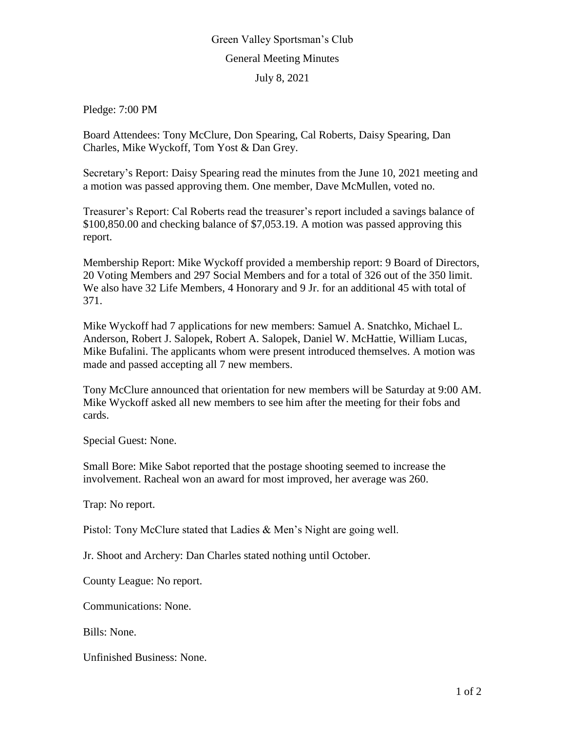# Green Valley Sportsman's Club

## General Meeting Minutes

### July 8, 2021

Pledge: 7:00 PM

Board Attendees: Tony McClure, Don Spearing, Cal Roberts, Daisy Spearing, Dan Charles, Mike Wyckoff, Tom Yost & Dan Grey.

Secretary's Report: Daisy Spearing read the minutes from the June 10, 2021 meeting and a motion was passed approving them. One member, Dave McMullen, voted no.

Treasurer's Report: Cal Roberts read the treasurer's report included a savings balance of $100,850.00 and checking balance of $7,053.19. A motion was passed approving this report.

Membership Report: Mike Wyckoff provided a membership report: 9 Board of Directors, 20 Voting Members and 297 Social Members and for a total of 326 out of the 350 limit. We also have 32 Life Members, 4 Honorary and 9 Jr. for an additional 45 with total of 371.

Mike Wyckoff had 7 applications for new members: Samuel A. Snatchko, Michael L. Anderson, Robert J. Salopek, Robert A. Salopek, Daniel W. McHattie, William Lucas, Mike Bufalini. The applicants whom were present introduced themselves. A motion was made and passed accepting all 7 new members.

Tony McClure announced that orientation for new members will be Saturday at 9:00 AM. Mike Wyckoff asked all new members to see him after the meeting for their fobs and cards.

Special Guest: None.

Small Bore: Mike Sabot reported that the postage shooting seemed to increase the involvement. Racheal won an award for most improved, her average was 260.

Trap: No report.

Pistol: Tony McClure stated that Ladies & Men's Night are going well.

Jr. Shoot and Archery: Dan Charles stated nothing until October.

County League: No report.

Communications: None.

Bills: None.

Unfinished Business: None.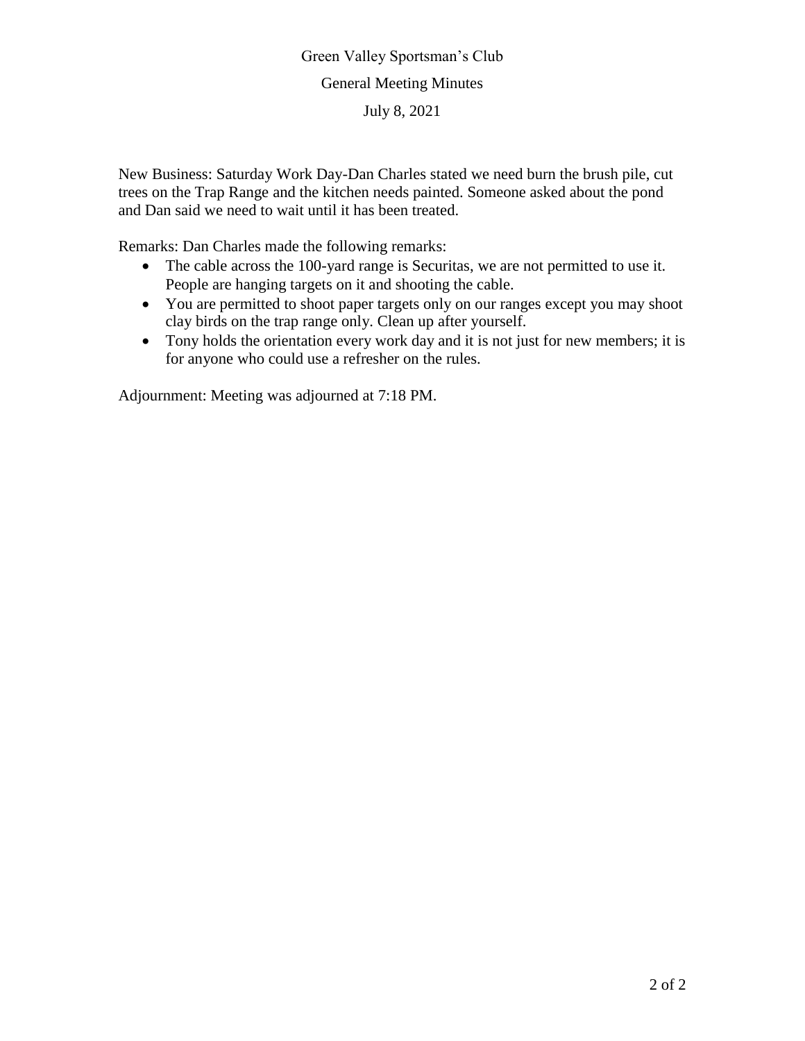Green Valley Sportsman's Club

General Meeting Minutes

July 8, 2021

New Business: Saturday Work Day-Dan Charles stated we need burn the brush pile, cut trees on the Trap Range and the kitchen needs painted. Someone asked about the pond and Dan said we need to wait until it has been treated.

Remarks: Dan Charles made the following remarks:

- The cable across the 100-yard range is Securitas, we are not permitted to use it. People are hanging targets on it and shooting the cable.
- You are permitted to shoot paper targets only on our ranges except you may shoot clay birds on the trap range only. Clean up after yourself.
- Tony holds the orientation every work day and it is not just for new members; it is for anyone who could use a refresher on the rules.

Adjournment: Meeting was adjourned at 7:18 PM.